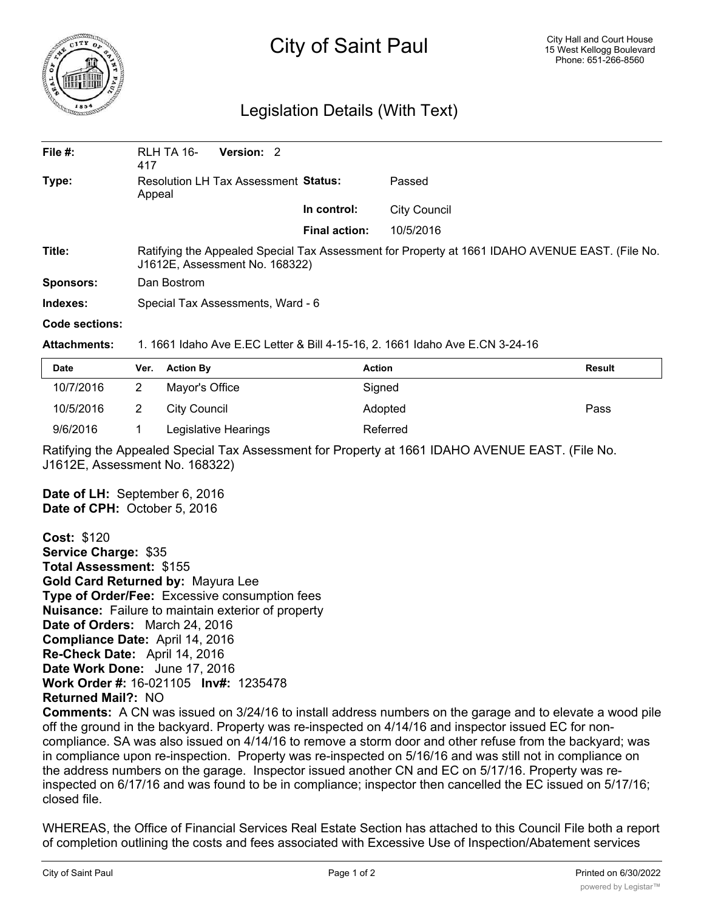# City of Saint Paul

City Hall and Court House
15 West Kellogg Boulevard
Phone: 651-266-8560

## Legislation Details (With Text)

| | | | |
|---|---|---|---|
| **File #:** | RLH TA 16-417 **Version:** 2 | | |
| **Type:** | Resolution LH Tax Assessment Appeal | **Status:** | Passed |
| | | **In control:** | City Council |
| | | **Final action:** | 10/5/2016 |
| **Title:** | Ratifying the Appealed Special Tax Assessment for Property at 1661 IDAHO AVENUE EAST. (File No. J1612E, Assessment No. 168322) | | |
| **Sponsors:** | Dan Bostrom | | |
| **Indexes:** | Special Tax Assessments, Ward - 6 | | |
| **Code sections:** | | | |
| **Attachments:** | 1. 1661 Idaho Ave E.EC Letter & Bill 4-15-16, 2. 1661 Idaho Ave E.CN 3-24-16 | | |

| Date | Ver. | Action By | Action | Result |
|---|---|---|---|---|
| 10/7/2016 | 2 | Mayor's Office | Signed | |
| 10/5/2016 | 2 | City Council | Adopted | Pass |
| 9/6/2016 | 1 | Legislative Hearings | Referred | |

Ratifying the Appealed Special Tax Assessment for Property at 1661 IDAHO AVENUE EAST. (File No. J1612E, Assessment No. 168322)

**Date of LH:** September 6, 2016
**Date of CPH:** October 5, 2016

**Cost:** $120
**Service Charge:** $35
**Total Assessment:** $155
**Gold Card Returned by:** Mayura Lee
**Type of Order/Fee:** Excessive consumption fees
**Nuisance:** Failure to maintain exterior of property
**Date of Orders:** March 24, 2016
**Compliance Date:** April 14, 2016
**Re-Check Date:** April 14, 2016
**Date Work Done:** June 17, 2016
**Work Order #:** 16-021105 **Inv#:** 1235478
**Returned Mail?:** NO
**Comments:** A CN was issued on 3/24/16 to install address numbers on the garage and to elevate a wood pile off the ground in the backyard. Property was re-inspected on 4/14/16 and inspector issued EC for non-compliance. SA was also issued on 4/14/16 to remove a storm door and other refuse from the backyard; was in compliance upon re-inspection. Property was re-inspected on 5/16/16 and was still not in compliance on the address numbers on the garage. Inspector issued another CN and EC on 5/17/16. Property was re-inspected on 6/17/16 and was found to be in compliance; inspector then cancelled the EC issued on 5/17/16; closed file.

WHEREAS, the Office of Financial Services Real Estate Section has attached to this Council File both a report of completion outlining the costs and fees associated with Excessive Use of Inspection/Abatement services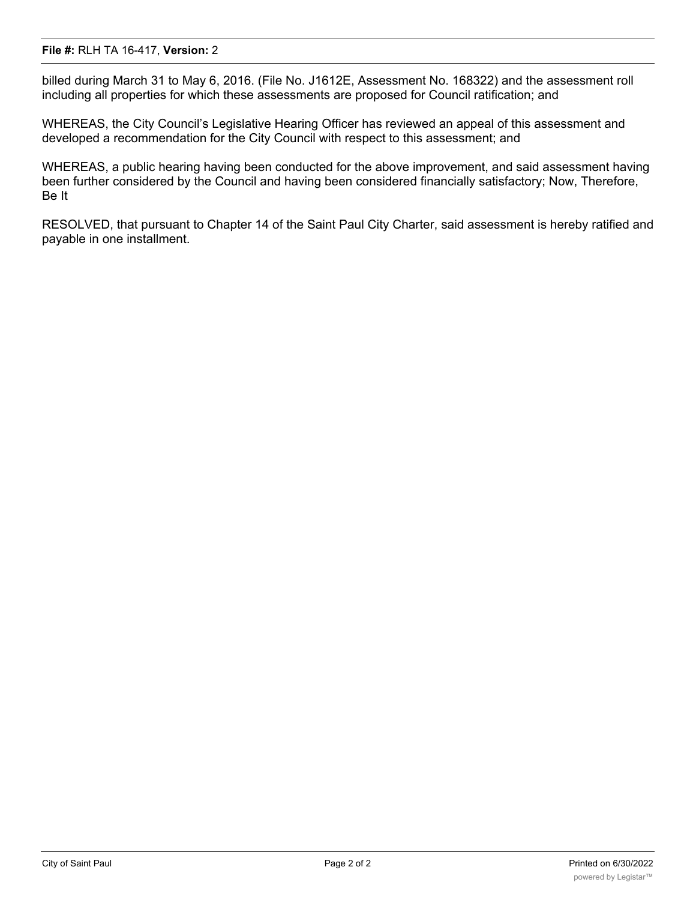billed during March 31 to May 6, 2016. (File No. J1612E, Assessment No. 168322) and the assessment roll including all properties for which these assessments are proposed for Council ratification; and

WHEREAS, the City Council's Legislative Hearing Officer has reviewed an appeal of this assessment and developed a recommendation for the City Council with respect to this assessment; and

WHEREAS, a public hearing having been conducted for the above improvement, and said assessment having been further considered by the Council and having been considered financially satisfactory; Now, Therefore, Be It

RESOLVED, that pursuant to Chapter 14 of the Saint Paul City Charter, said assessment is hereby ratified and payable in one installment.